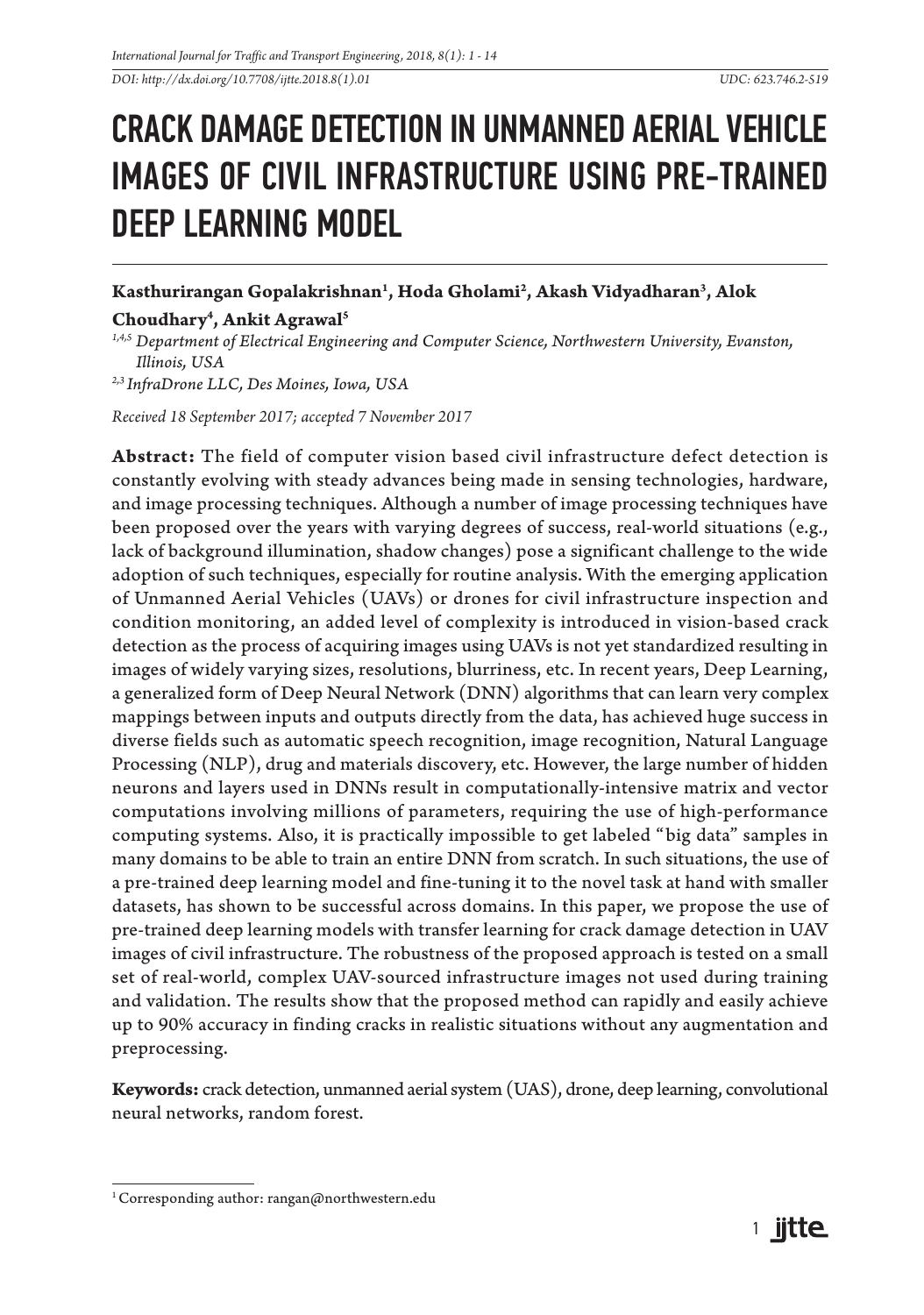# CRACK DAMAGE DETECTION IN UNMANNED AERIAL VEHICLE IMAGES OF CIVIL INFRASTRUCTURE USING PRE-TRAINED DEEP LEARNING MODEL

**Kasthurirangan Gopalakrishnan[1], Hoda Gholami[2], Akash Vidyadharan[3], Alok Choudhary[4], Ankit Agrawal[5]**

*[1,4,5] Department of Electrical Engineering and Computer Science, Northwestern University, Evanston, Illinois, USA*

*[2,3] InfraDrone LLC, Des Moines, Iowa, USA*

*Received 18 September 2017; accepted 7 November 2017*

**Abstract:** The field of computer vision based civil infrastructure defect detection is constantly evolving with steady advances being made in sensing technologies, hardware, and image processing techniques. Although a number of image processing techniques have been proposed over the years with varying degrees of success, real-world situations (e.g., lack of background illumination, shadow changes) pose a significant challenge to the wide adoption of such techniques, especially for routine analysis. With the emerging application of Unmanned Aerial Vehicles (UAVs) or drones for civil infrastructure inspection and condition monitoring, an added level of complexity is introduced in vision-based crack detection as the process of acquiring images using UAVs is not yet standardized resulting in images of widely varying sizes, resolutions, blurriness, etc. In recent years, Deep Learning, a generalized form of Deep Neural Network (DNN) algorithms that can learn very complex mappings between inputs and outputs directly from the data, has achieved huge success in diverse fields such as automatic speech recognition, image recognition, Natural Language Processing (NLP), drug and materials discovery, etc. However, the large number of hidden neurons and layers used in DNNs result in computationally-intensive matrix and vector computations involving millions of parameters, requiring the use of high-performance computing systems. Also, it is practically impossible to get labeled "big data" samples in many domains to be able to train an entire DNN from scratch. In such situations, the use of a pre-trained deep learning model and fine-tuning it to the novel task at hand with smaller datasets, has shown to be successful across domains. In this paper, we propose the use of pre-trained deep learning models with transfer learning for crack damage detection in UAV images of civil infrastructure. The robustness of the proposed approach is tested on a small set of real-world, complex UAV-sourced infrastructure images not used during training and validation. The results show that the proposed method can rapidly and easily achieve up to 90% accuracy in finding cracks in realistic situations without any augmentation and preprocessing.

**Keywords:** crack detection, unmanned aerial system (UAS), drone, deep learning, convolutional neural networks, random forest.

---

[1] Corresponding author: rangan@northwestern.edu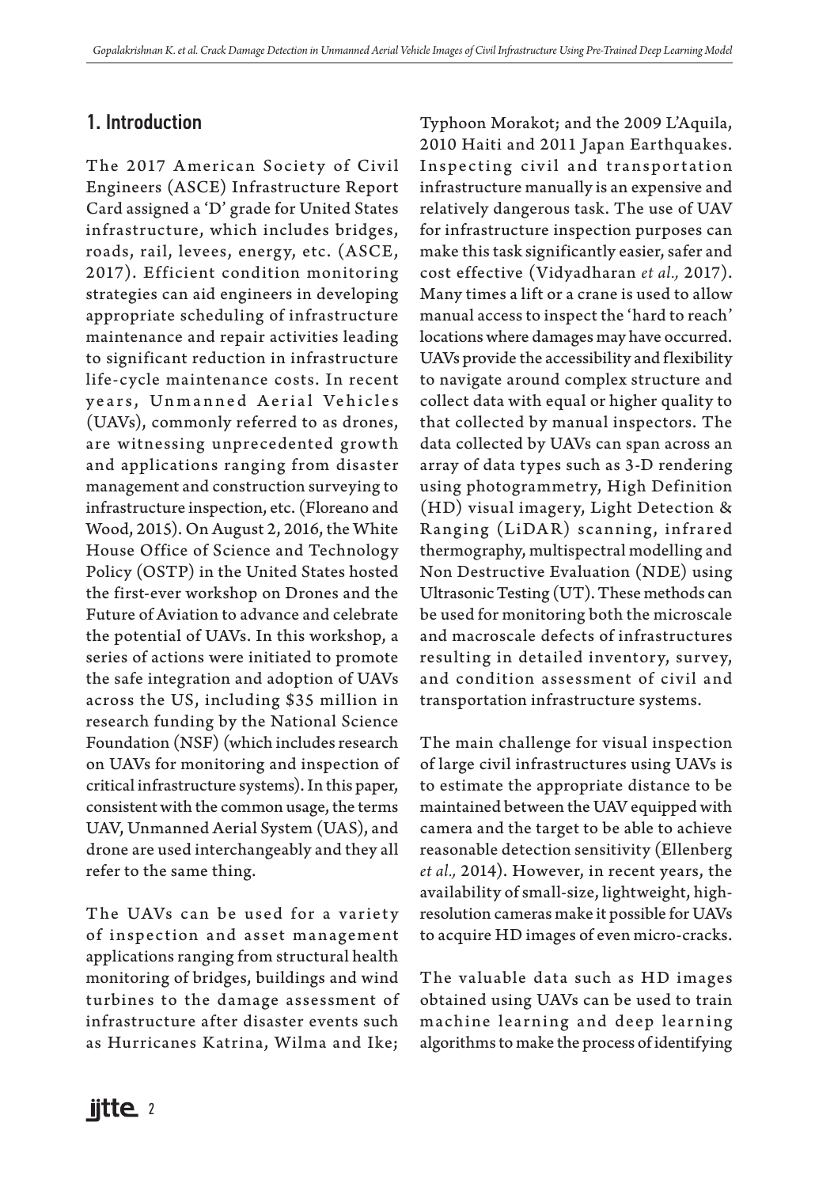## 1. Introduction

The 2017 American Society of Civil Engineers (ASCE) Infrastructure Report Card assigned a 'D' grade for United States infrastructure, which includes bridges, roads, rail, levees, energy, etc. (ASCE, 2017). Efficient condition monitoring strategies can aid engineers in developing appropriate scheduling of infrastructure maintenance and repair activities leading to significant reduction in infrastructure life-cycle maintenance costs. In recent years, Unmanned Aerial Vehicles (UAVs), commonly referred to as drones, are witnessing unprecedented growth and applications ranging from disaster management and construction surveying to infrastructure inspection, etc. (Floreano and Wood, 2015). On August 2, 2016, the White House Office of Science and Technology Policy (OSTP) in the United States hosted the first-ever workshop on Drones and the Future of Aviation to advance and celebrate the potential of UAVs. In this workshop, a series of actions were initiated to promote the safe integration and adoption of UAVs across the US, including $35 million in research funding by the National Science Foundation (NSF) (which includes research on UAVs for monitoring and inspection of critical infrastructure systems). In this paper, consistent with the common usage, the terms UAV, Unmanned Aerial System (UAS), and drone are used interchangeably and they all refer to the same thing.

The UAVs can be used for a variety of inspection and asset management applications ranging from structural health monitoring of bridges, buildings and wind turbines to the damage assessment of infrastructure after disaster events such as Hurricanes Katrina, Wilma and Ike; Typhoon Morakot; and the 2009 L'Aquila, 2010 Haiti and 2011 Japan Earthquakes. Inspecting civil and transportation infrastructure manually is an expensive and relatively dangerous task. The use of UAV for infrastructure inspection purposes can make this task significantly easier, safer and cost effective (Vidyadharan *et al.,* 2017). Many times a lift or a crane is used to allow manual access to inspect the 'hard to reach' locations where damages may have occurred. UAVs provide the accessibility and flexibility to navigate around complex structure and collect data with equal or higher quality to that collected by manual inspectors. The data collected by UAVs can span across an array of data types such as 3-D rendering using photogrammetry, High Definition (HD) visual imagery, Light Detection & Ranging (LiDAR) scanning, infrared thermography, multispectral modelling and Non Destructive Evaluation (NDE) using Ultrasonic Testing (UT). These methods can be used for monitoring both the microscale and macroscale defects of infrastructures resulting in detailed inventory, survey, and condition assessment of civil and transportation infrastructure systems.

The main challenge for visual inspection of large civil infrastructures using UAVs is to estimate the appropriate distance to be maintained between the UAV equipped with camera and the target to be able to achieve reasonable detection sensitivity (Ellenberg *et al.,* 2014). However, in recent years, the availability of small-size, lightweight, high-resolution cameras make it possible for UAVs to acquire HD images of even micro-cracks.

The valuable data such as HD images obtained using UAVs can be used to train machine learning and deep learning algorithms to make the process of identifying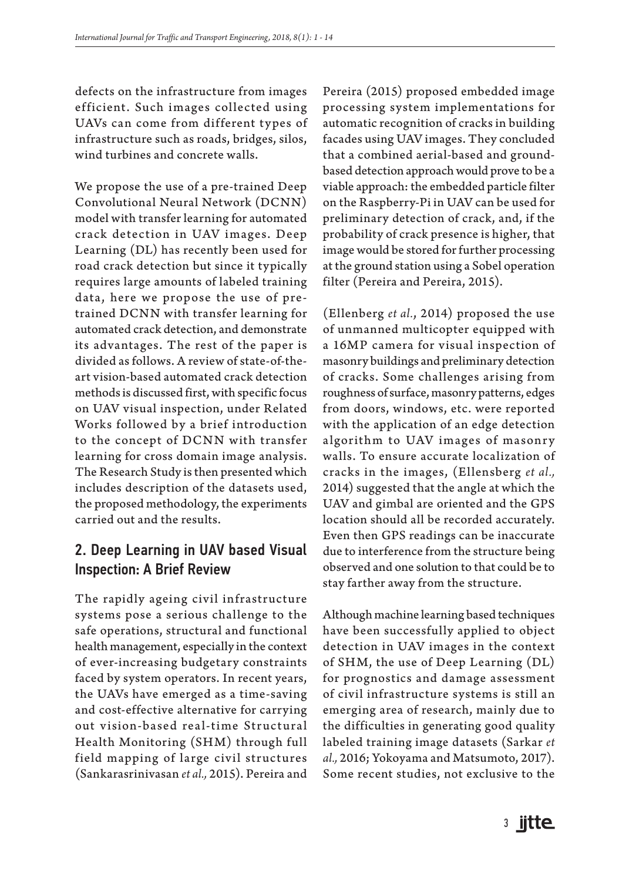defects on the infrastructure from images efficient. Such images collected using UAVs can come from different types of infrastructure such as roads, bridges, silos, wind turbines and concrete walls.

We propose the use of a pre-trained Deep Convolutional Neural Network (DCNN) model with transfer learning for automated crack detection in UAV images. Deep Learning (DL) has recently been used for road crack detection but since it typically requires large amounts of labeled training data, here we propose the use of pre-trained DCNN with transfer learning for automated crack detection, and demonstrate its advantages. The rest of the paper is divided as follows. A review of state-of-the-art vision-based automated crack detection methods is discussed first, with specific focus on UAV visual inspection, under Related Works followed by a brief introduction to the concept of DCNN with transfer learning for cross domain image analysis. The Research Study is then presented which includes description of the datasets used, the proposed methodology, the experiments carried out and the results.

## 2. Deep Learning in UAV based Visual Inspection: A Brief Review

The rapidly ageing civil infrastructure systems pose a serious challenge to the safe operations, structural and functional health management, especially in the context of ever-increasing budgetary constraints faced by system operators. In recent years, the UAVs have emerged as a time-saving and cost-effective alternative for carrying out vision-based real-time Structural Health Monitoring (SHM) through full field mapping of large civil structures (Sankarasrinivasan *et al.,* 2015). Pereira and Pereira (2015) proposed embedded image processing system implementations for automatic recognition of cracks in building facades using UAV images. They concluded that a combined aerial-based and ground-based detection approach would prove to be a viable approach: the embedded particle filter on the Raspberry-Pi in UAV can be used for preliminary detection of crack, and, if the probability of crack presence is higher, that image would be stored for further processing at the ground station using a Sobel operation filter (Pereira and Pereira, 2015).

(Ellenberg *et al.*, 2014) proposed the use of unmanned multicopter equipped with a 16MP camera for visual inspection of masonry buildings and preliminary detection of cracks. Some challenges arising from roughness of surface, masonry patterns, edges from doors, windows, etc. were reported with the application of an edge detection algorithm to UAV images of masonry walls. To ensure accurate localization of cracks in the images, (Ellensberg *et al.,* 2014) suggested that the angle at which the UAV and gimbal are oriented and the GPS location should all be recorded accurately. Even then GPS readings can be inaccurate due to interference from the structure being observed and one solution to that could be to stay farther away from the structure.

Although machine learning based techniques have been successfully applied to object detection in UAV images in the context of SHM, the use of Deep Learning (DL) for prognostics and damage assessment of civil infrastructure systems is still an emerging area of research, mainly due to the difficulties in generating good quality labeled training image datasets (Sarkar *et al.,* 2016; Yokoyama and Matsumoto, 2017). Some recent studies, not exclusive to the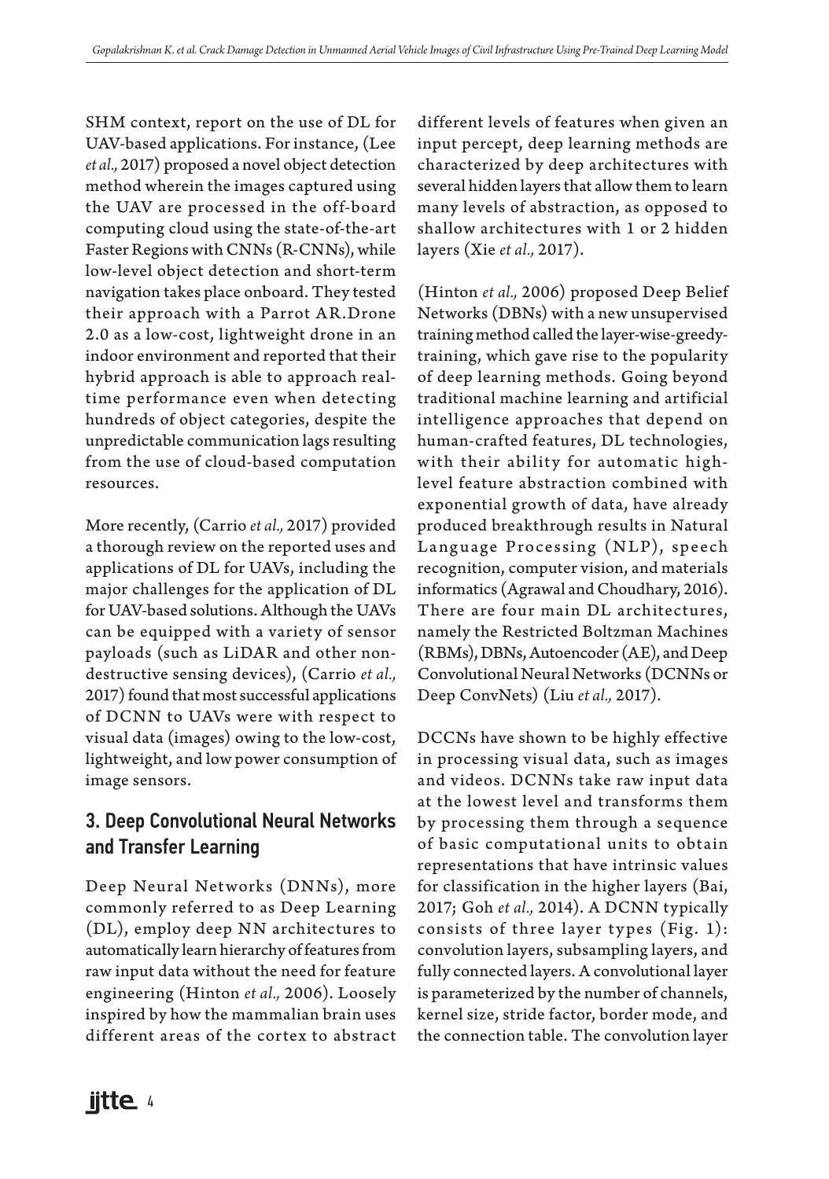SHM context, report on the use of DL for UAV-based applications. For instance, (Lee *et al.,* 2017) proposed a novel object detection method wherein the images captured using the UAV are processed in the off-board computing cloud using the state-of-the-art Faster Regions with CNNs (R-CNNs), while low-level object detection and short-term navigation takes place onboard. They tested their approach with a Parrot AR.Drone 2.0 as a low-cost, lightweight drone in an indoor environment and reported that their hybrid approach is able to approach real-time performance even when detecting hundreds of object categories, despite the unpredictable communication lags resulting from the use of cloud-based computation resources.

More recently, (Carrio *et al.,* 2017) provided a thorough review on the reported uses and applications of DL for UAVs, including the major challenges for the application of DL for UAV-based solutions. Although the UAVs can be equipped with a variety of sensor payloads (such as LiDAR and other non-destructive sensing devices), (Carrio *et al.,* 2017) found that most successful applications of DCNN to UAVs were with respect to visual data (images) owing to the low-cost, lightweight, and low power consumption of image sensors.

## 3. Deep Convolutional Neural Networks and Transfer Learning

Deep Neural Networks (DNNs), more commonly referred to as Deep Learning (DL), employ deep NN architectures to automatically learn hierarchy of features from raw input data without the need for feature engineering (Hinton *et al.,* 2006). Loosely inspired by how the mammalian brain uses different areas of the cortex to abstract different levels of features when given an input percept, deep learning methods are characterized by deep architectures with several hidden layers that allow them to learn many levels of abstraction, as opposed to shallow architectures with 1 or 2 hidden layers (Xie *et al.,* 2017).

(Hinton *et al.,* 2006) proposed Deep Belief Networks (DBNs) with a new unsupervised training method called the layer-wise-greedy-training, which gave rise to the popularity of deep learning methods. Going beyond traditional machine learning and artificial intelligence approaches that depend on human-crafted features, DL technologies, with their ability for automatic high-level feature abstraction combined with exponential growth of data, have already produced breakthrough results in Natural Language Processing (NLP), speech recognition, computer vision, and materials informatics (Agrawal and Choudhary, 2016). There are four main DL architectures, namely the Restricted Boltzman Machines (RBMs), DBNs, Autoencoder (AE), and Deep Convolutional Neural Networks (DCNNs or Deep ConvNets) (Liu *et al.,* 2017).

DCCNs have shown to be highly effective in processing visual data, such as images and videos. DCNNs take raw input data at the lowest level and transforms them by processing them through a sequence of basic computational units to obtain representations that have intrinsic values for classification in the higher layers (Bai, 2017; Goh *et al.,* 2014). A DCNN typically consists of three layer types (Fig. 1): convolution layers, subsampling layers, and fully connected layers. A convolutional layer is parameterized by the number of channels, kernel size, stride factor, border mode, and the connection table. The convolution layer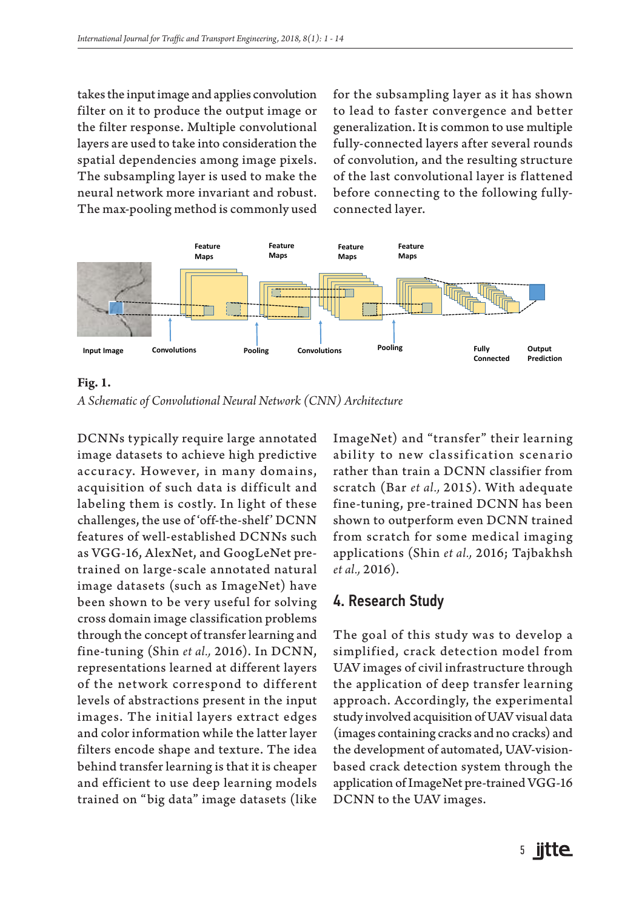takes the input image and applies convolution filter on it to produce the output image or the filter response. Multiple convolutional layers are used to take into consideration the spatial dependencies among image pixels. The subsampling layer is used to make the neural network more invariant and robust. The max-pooling method is commonly used for the subsampling layer as it has shown to lead to faster convergence and better generalization. It is common to use multiple fully-connected layers after several rounds of convolution, and the resulting structure of the last convolutional layer is flattened before connecting to the following fully-connected layer.

**Fig. 1.**
*A Schematic of Convolutional Neural Network (CNN) Architecture*

DCNNs typically require large annotated image datasets to achieve high predictive accuracy. However, in many domains, acquisition of such data is difficult and labeling them is costly. In light of these challenges, the use of 'off-the-shelf' DCNN features of well-established DCNNs such as VGG-16, AlexNet, and GoogLeNet pre-trained on large-scale annotated natural image datasets (such as ImageNet) have been shown to be very useful for solving cross domain image classification problems through the concept of transfer learning and fine-tuning (Shin *et al.,* 2016). In DCNN, representations learned at different layers of the network correspond to different levels of abstractions present in the input images. The initial layers extract edges and color information while the latter layer filters encode shape and texture. The idea behind transfer learning is that it is cheaper and efficient to use deep learning models trained on "big data" image datasets (like ImageNet) and "transfer" their learning ability to new classification scenario rather than train a DCNN classifier from scratch (Bar *et al.,* 2015). With adequate fine-tuning, pre-trained DCNN has been shown to outperform even DCNN trained from scratch for some medical imaging applications (Shin *et al.,* 2016; Tajbakhsh *et al.,* 2016).

## 4. Research Study

The goal of this study was to develop a simplified, crack detection model from UAV images of civil infrastructure through the application of deep transfer learning approach. Accordingly, the experimental study involved acquisition of UAV visual data (images containing cracks and no cracks) and the development of automated, UAV-vision-based crack detection system through the application of ImageNet pre-trained VGG-16 DCNN to the UAV images.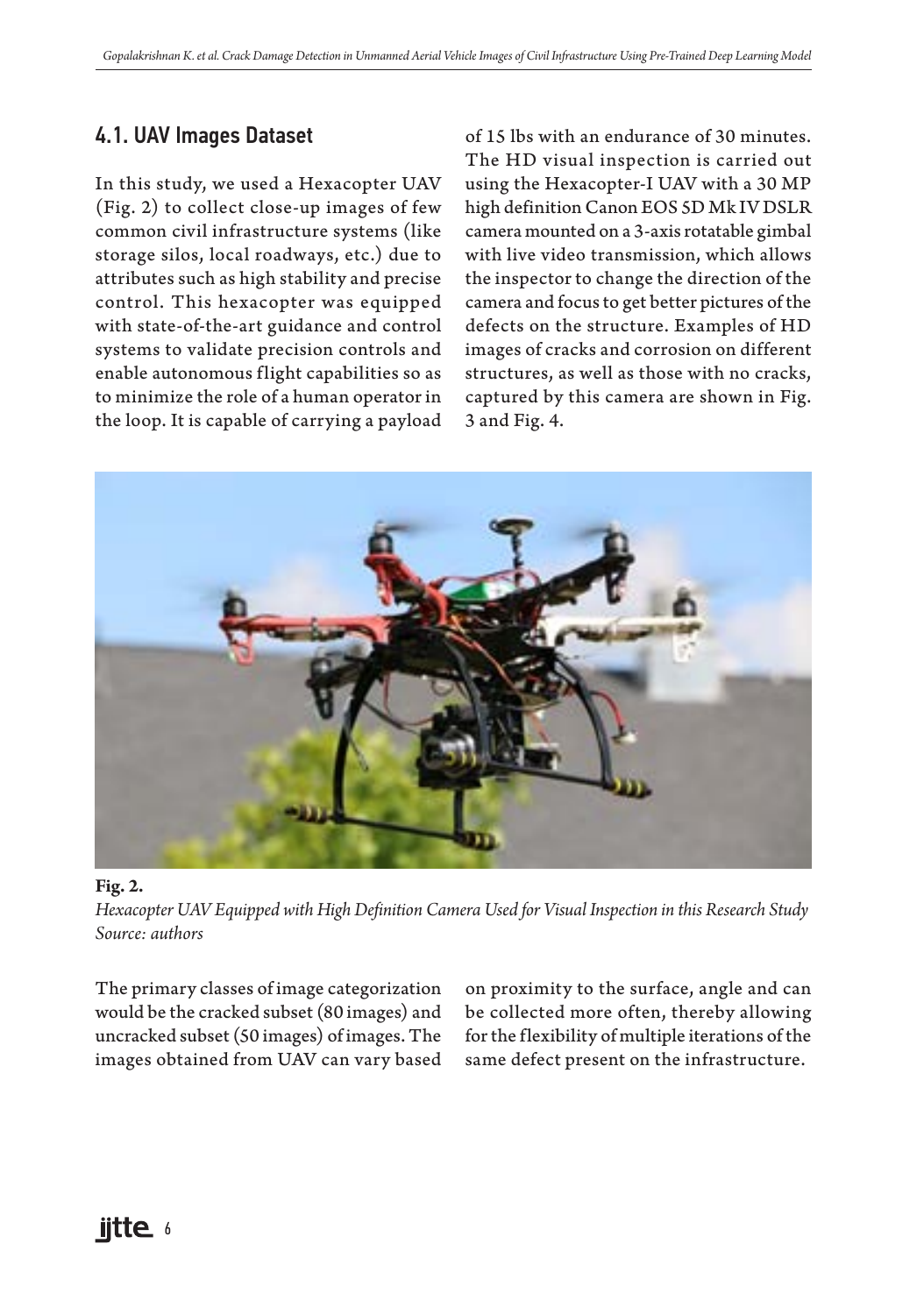## 4.1. UAV Images Dataset

In this study, we used a Hexacopter UAV (Fig. 2) to collect close-up images of few common civil infrastructure systems (like storage silos, local roadways, etc.) due to attributes such as high stability and precise control. This hexacopter was equipped with state-of-the-art guidance and control systems to validate precision controls and enable autonomous flight capabilities so as to minimize the role of a human operator in the loop. It is capable of carrying a payload of 15 lbs with an endurance of 30 minutes. The HD visual inspection is carried out using the Hexacopter-I UAV with a 30 MP high definition Canon EOS 5D Mk IV DSLR camera mounted on a 3-axis rotatable gimbal with live video transmission, which allows the inspector to change the direction of the camera and focus to get better pictures of the defects on the structure. Examples of HD images of cracks and corrosion on different structures, as well as those with no cracks, captured by this camera are shown in Fig. 3 and Fig. 4.

**Fig. 2.**
*Hexacopter UAV Equipped with High Definition Camera Used for Visual Inspection in this Research Study*
*Source: authors*

The primary classes of image categorization would be the cracked subset (80 images) and uncracked subset (50 images) of images. The images obtained from UAV can vary based on proximity to the surface, angle and can be collected more often, thereby allowing for the flexibility of multiple iterations of the same defect present on the infrastructure.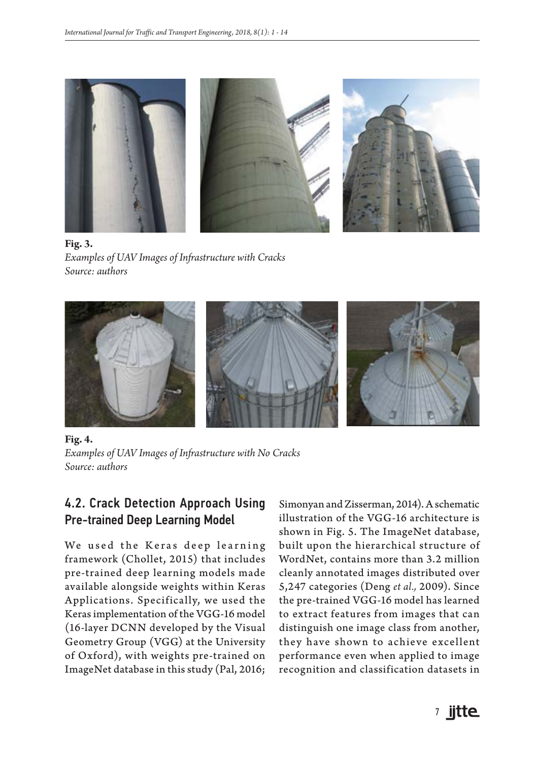**Fig. 3.**
*Examples of UAV Images of Infrastructure with Cracks*
*Source: authors*

**Fig. 4.**
*Examples of UAV Images of Infrastructure with No Cracks*
*Source: authors*

## 4.2. Crack Detection Approach Using Pre-trained Deep Learning Model

We used the Keras deep learning framework (Chollet, 2015) that includes pre-trained deep learning models made available alongside weights within Keras Applications. Specifically, we used the Keras implementation of the VGG-16 model (16-layer DCNN developed by the Visual Geometry Group (VGG) at the University of Oxford), with weights pre-trained on ImageNet database in this study (Pal, 2016; Simonyan and Zisserman, 2014). A schematic illustration of the VGG-16 architecture is shown in Fig. 5. The ImageNet database, built upon the hierarchical structure of WordNet, contains more than 3.2 million cleanly annotated images distributed over 5,247 categories (Deng *et al.,* 2009). Since the pre-trained VGG-16 model has learned to extract features from images that can distinguish one image class from another, they have shown to achieve excellent performance even when applied to image recognition and classification datasets in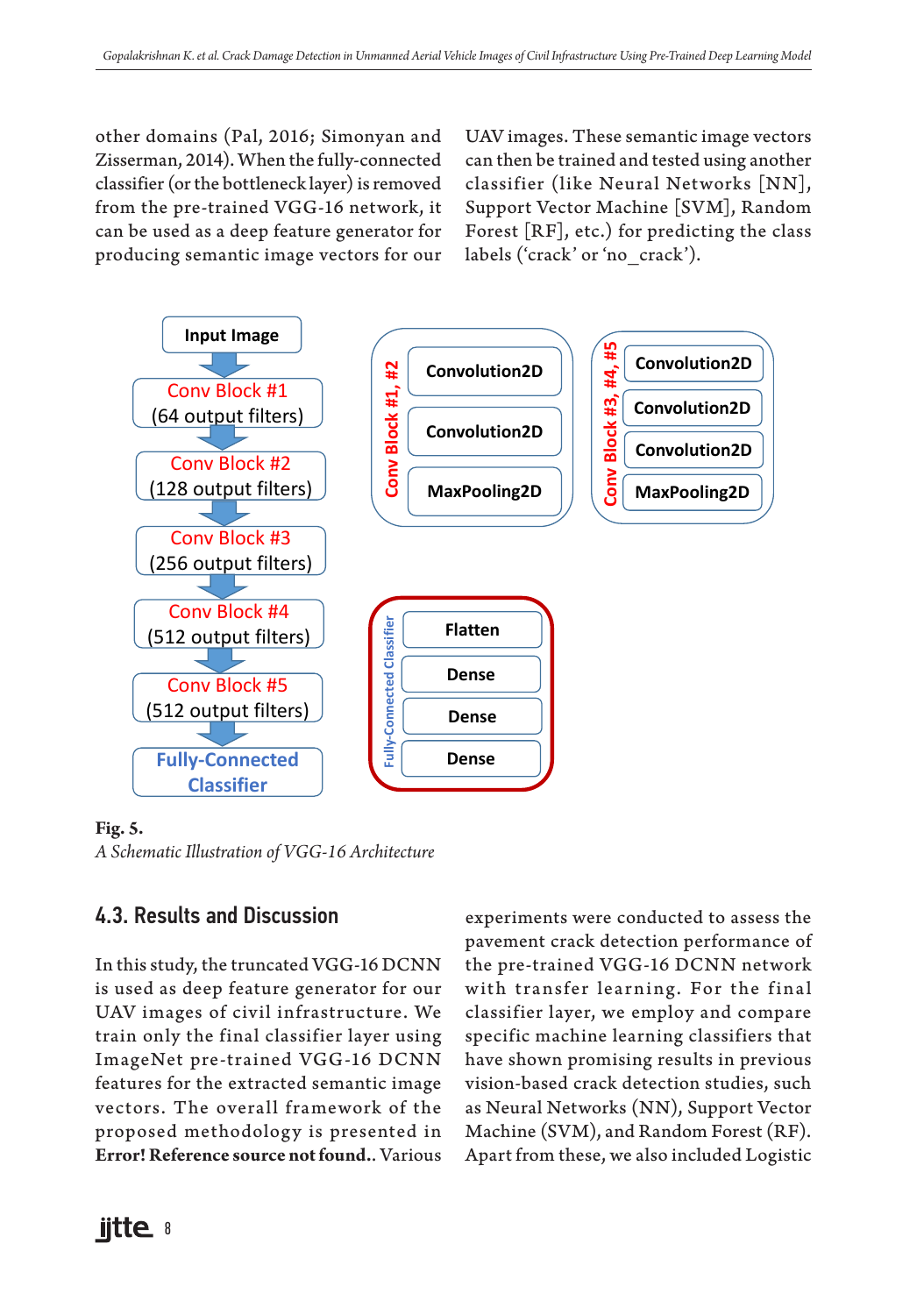other domains (Pal, 2016; Simonyan and Zisserman, 2014). When the fully-connected classifier (or the bottleneck layer) is removed from the pre-trained VGG-16 network, it can be used as a deep feature generator for producing semantic image vectors for our UAV images. These semantic image vectors can then be trained and tested using another classifier (like Neural Networks [NN], Support Vector Machine [SVM], Random Forest [RF], etc.) for predicting the class labels ('crack' or 'no_crack').

**Fig. 5.**
*A Schematic Illustration of VGG-16 Architecture*

## 4.3. Results and Discussion

In this study, the truncated VGG-16 DCNN is used as deep feature generator for our UAV images of civil infrastructure. We train only the final classifier layer using ImageNet pre-trained VGG-16 DCNN features for the extracted semantic image vectors. The overall framework of the proposed methodology is presented in **Error! Reference source not found.**. Various experiments were conducted to assess the pavement crack detection performance of the pre-trained VGG-16 DCNN network with transfer learning. For the final classifier layer, we employ and compare specific machine learning classifiers that have shown promising results in previous vision-based crack detection studies, such as Neural Networks (NN), Support Vector Machine (SVM), and Random Forest (RF). Apart from these, we also included Logistic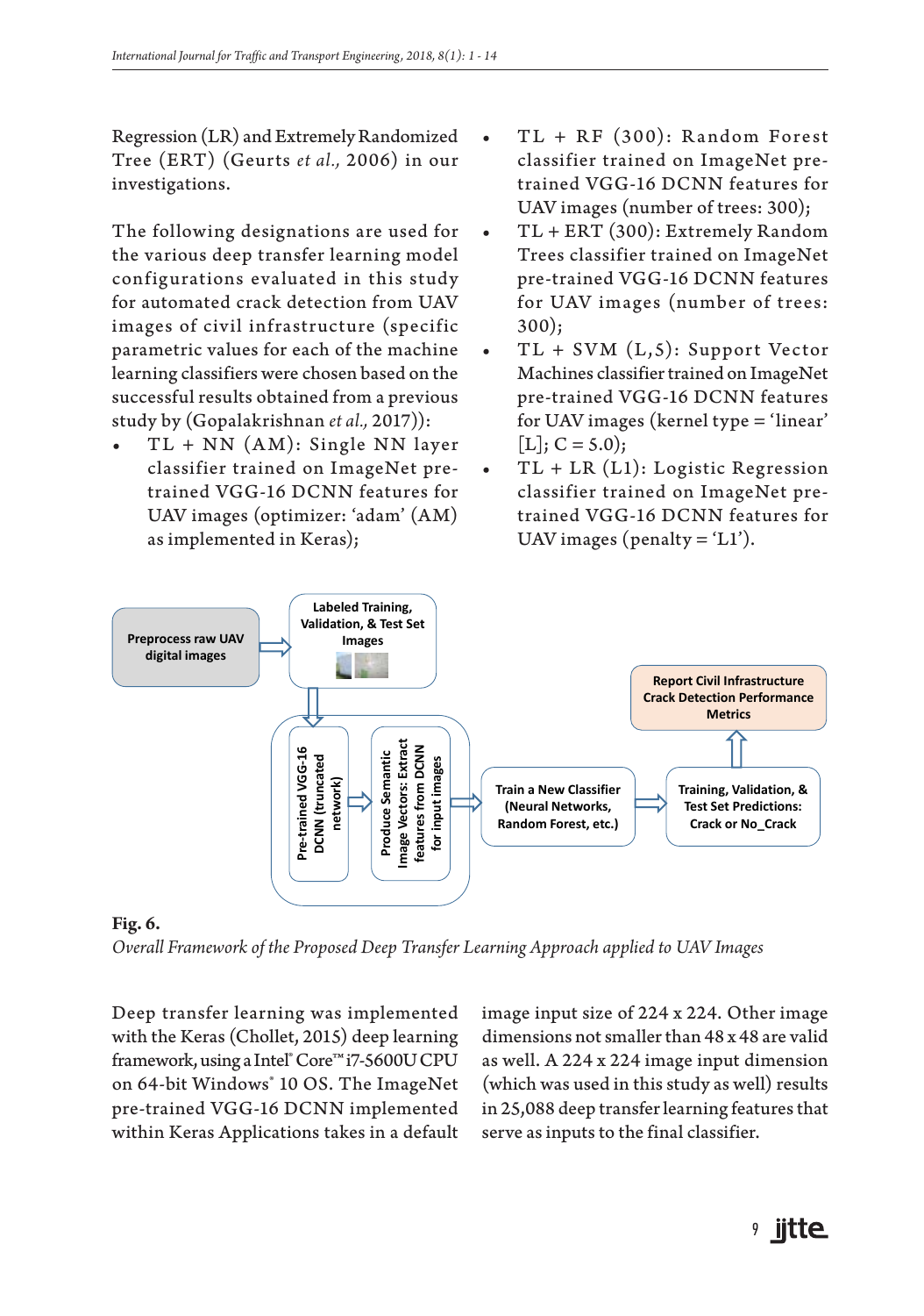Regression (LR) and Extremely Randomized Tree (ERT) (Geurts *et al.,* 2006) in our investigations.

The following designations are used for the various deep transfer learning model configurations evaluated in this study for automated crack detection from UAV images of civil infrastructure (specific parametric values for each of the machine learning classifiers were chosen based on the successful results obtained from a previous study by (Gopalakrishnan *et al.,* 2017)):

- TL + NN (AM): Single NN layer classifier trained on ImageNet pre-trained VGG-16 DCNN features for UAV images (optimizer: 'adam' (AM) as implemented in Keras);
- TL + RF (300): Random Forest classifier trained on ImageNet pre-trained VGG-16 DCNN features for UAV images (number of trees: 300);
- TL + ERT (300): Extremely Random Trees classifier trained on ImageNet pre-trained VGG-16 DCNN features for UAV images (number of trees: 300);
- TL + SVM (L,5): Support Vector Machines classifier trained on ImageNet pre-trained VGG-16 DCNN features for UAV images (kernel type = 'linear' [L]; C = 5.0);
- TL + LR (L1): Logistic Regression classifier trained on ImageNet pre-trained VGG-16 DCNN features for UAV images (penalty = 'L1').

**Fig. 6.**
*Overall Framework of the Proposed Deep Transfer Learning Approach applied to UAV Images*

Deep transfer learning was implemented with the Keras (Chollet, 2015) deep learning framework, using a Intel® Core™ i7-5600U CPU on 64-bit Windows® 10 OS. The ImageNet pre-trained VGG-16 DCNN implemented within Keras Applications takes in a default image input size of 224 x 224. Other image dimensions not smaller than 48 x 48 are valid as well. A 224 x 224 image input dimension (which was used in this study as well) results in 25,088 deep transfer learning features that serve as inputs to the final classifier.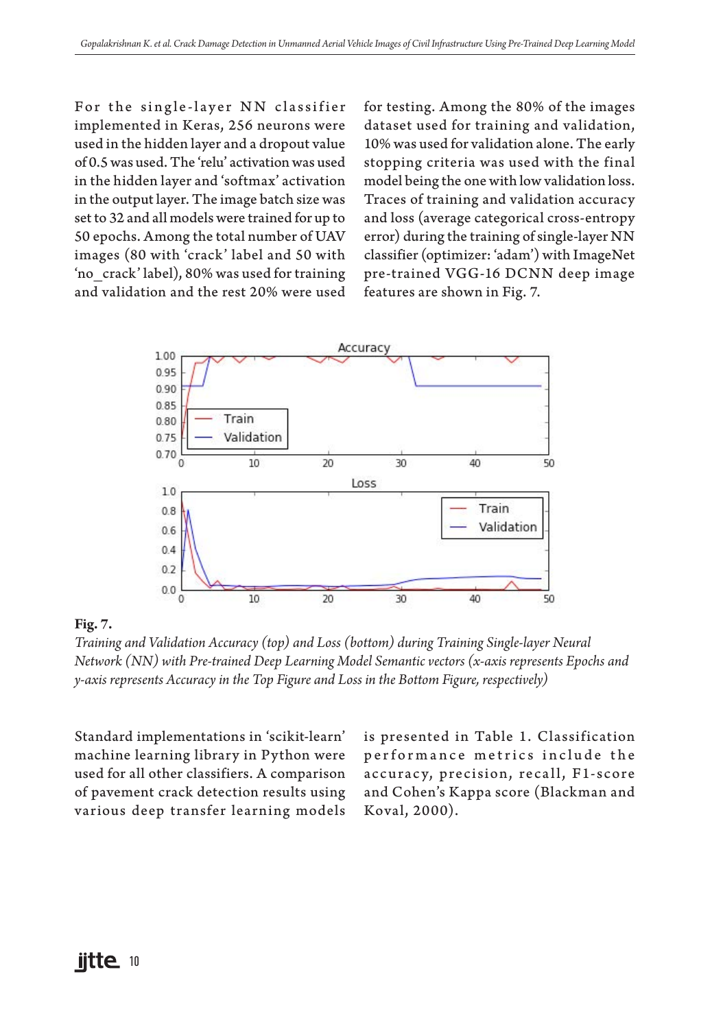For the single-layer NN classifier implemented in Keras, 256 neurons were used in the hidden layer and a dropout value of 0.5 was used. The 'relu' activation was used in the hidden layer and 'softmax' activation in the output layer. The image batch size was set to 32 and all models were trained for up to 50 epochs. Among the total number of UAV images (80 with 'crack' label and 50 with 'no_crack' label), 80% was used for training and validation and the rest 20% were used for testing. Among the 80% of the images dataset used for training and validation, 10% was used for validation alone. The early stopping criteria was used with the final model being the one with low validation loss. Traces of training and validation accuracy and loss (average categorical cross-entropy error) during the training of single-layer NN classifier (optimizer: 'adam') with ImageNet pre-trained VGG-16 DCNN deep image features are shown in Fig. 7.

**Fig. 7.**

*Training and Validation Accuracy (top) and Loss (bottom) during Training Single-layer Neural Network (NN) with Pre-trained Deep Learning Model Semantic vectors (x-axis represents Epochs and y-axis represents Accuracy in the Top Figure and Loss in the Bottom Figure, respectively)*

Standard implementations in 'scikit-learn' machine learning library in Python were used for all other classifiers. A comparison of pavement crack detection results using various deep transfer learning models is presented in Table 1. Classification performance metrics include the accuracy, precision, recall, F1-score and Cohen's Kappa score (Blackman and Koval, 2000).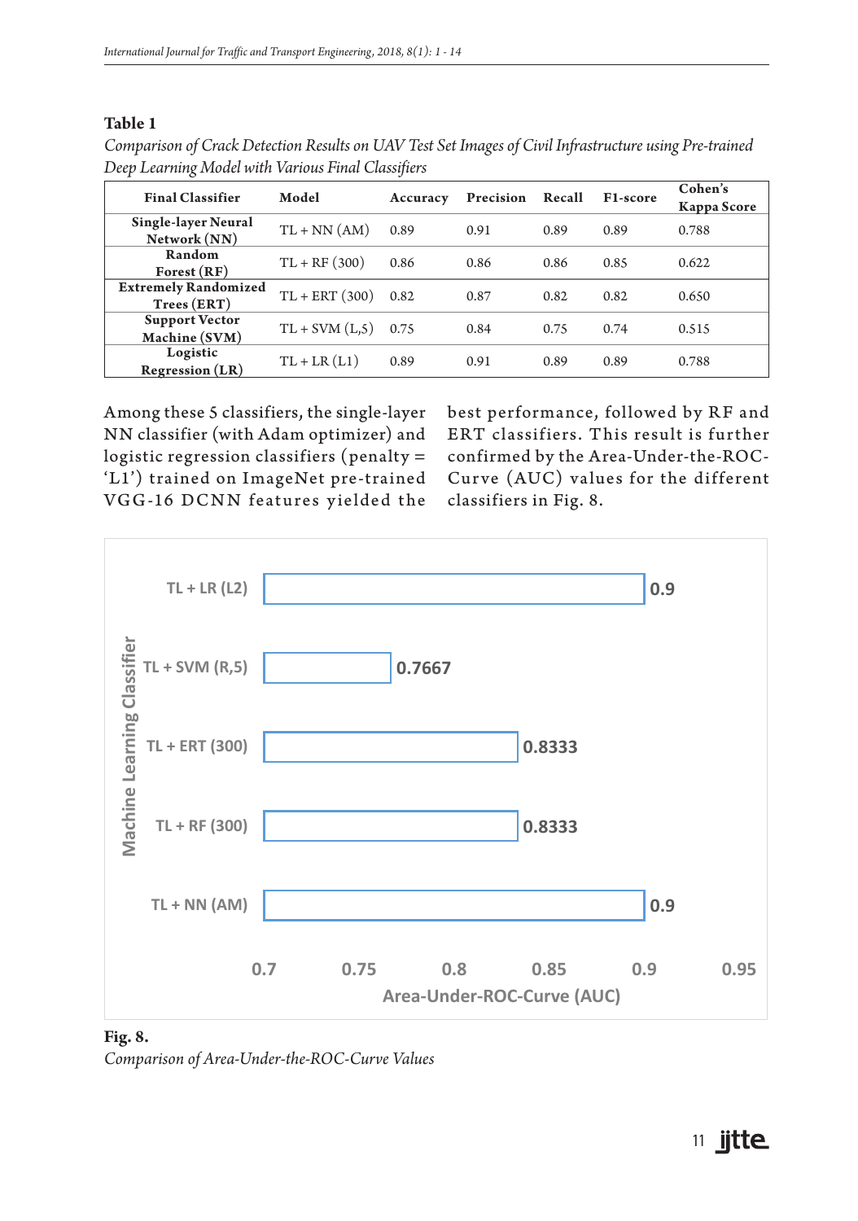**Table 1**

*Comparison of Crack Detection Results on UAV Test Set Images of Civil Infrastructure using Pre-trained Deep Learning Model with Various Final Classifiers*

| Final Classifier | Model | Accuracy | Precision | Recall | F1-score | Cohen's Kappa Score |
|---|---|---|---|---|---|---|
| Single-layer Neural Network (NN) | TL + NN (AM) | 0.89 | 0.91 | 0.89 | 0.89 | 0.788 |
| Random Forest (RF) | TL + RF (300) | 0.86 | 0.86 | 0.86 | 0.85 | 0.622 |
| Extremely Randomized Trees (ERT) | TL + ERT (300) | 0.82 | 0.87 | 0.82 | 0.82 | 0.650 |
| Support Vector Machine (SVM) | TL + SVM (L,5) | 0.75 | 0.84 | 0.75 | 0.74 | 0.515 |
| Logistic Regression (LR) | TL + LR (L1) | 0.89 | 0.91 | 0.89 | 0.89 | 0.788 |

Among these 5 classifiers, the single-layer NN classifier (with Adam optimizer) and logistic regression classifiers (penalty = 'L1') trained on ImageNet pre-trained VGG-16 DCNN features yielded the best performance, followed by RF and ERT classifiers. This result is further confirmed by the Area-Under-the-ROC-Curve (AUC) values for the different classifiers in Fig. 8.

**Fig. 8.**

*Comparison of Area-Under-the-ROC-Curve Values*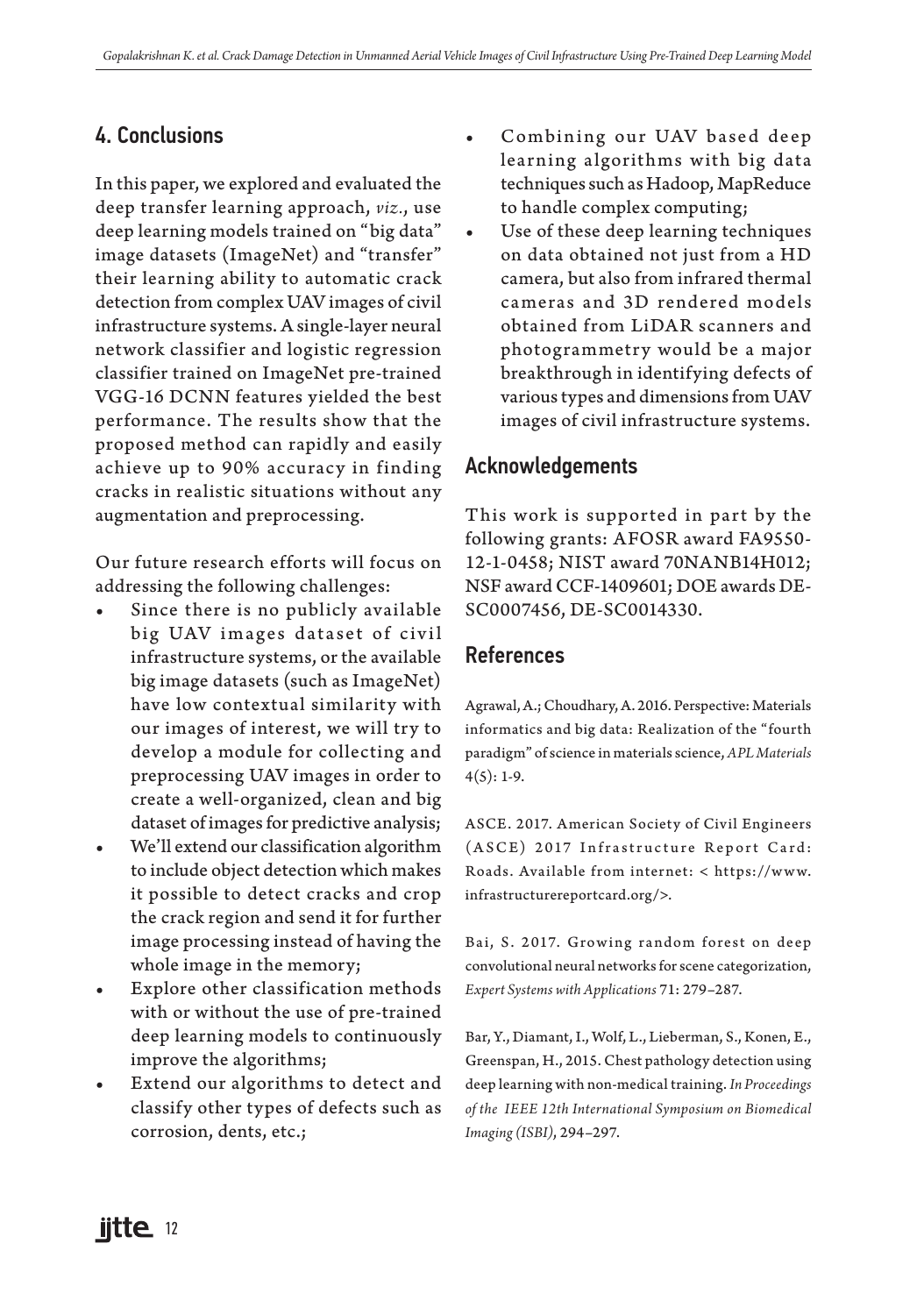## 4. Conclusions

In this paper, we explored and evaluated the deep transfer learning approach, *viz.*, use deep learning models trained on "big data" image datasets (ImageNet) and "transfer" their learning ability to automatic crack detection from complex UAV images of civil infrastructure systems. A single-layer neural network classifier and logistic regression classifier trained on ImageNet pre-trained VGG-16 DCNN features yielded the best performance. The results show that the proposed method can rapidly and easily achieve up to 90% accuracy in finding cracks in realistic situations without any augmentation and preprocessing.

Our future research efforts will focus on addressing the following challenges:

- Since there is no publicly available big UAV images dataset of civil infrastructure systems, or the available big image datasets (such as ImageNet) have low contextual similarity with our images of interest, we will try to develop a module for collecting and preprocessing UAV images in order to create a well-organized, clean and big dataset of images for predictive analysis;
- We'll extend our classification algorithm to include object detection which makes it possible to detect cracks and crop the crack region and send it for further image processing instead of having the whole image in the memory;
- Explore other classification methods with or without the use of pre-trained deep learning models to continuously improve the algorithms;
- Extend our algorithms to detect and classify other types of defects such as corrosion, dents, etc.;
- Combining our UAV based deep learning algorithms with big data techniques such as Hadoop, MapReduce to handle complex computing;
- Use of these deep learning techniques on data obtained not just from a HD camera, but also from infrared thermal cameras and 3D rendered models obtained from LiDAR scanners and photogrammetry would be a major breakthrough in identifying defects of various types and dimensions from UAV images of civil infrastructure systems.

## Acknowledgements

This work is supported in part by the following grants: AFOSR award FA9550-12-1-0458; NIST award 70NANB14H012; NSF award CCF-1409601; DOE awards DE-SC0007456, DE-SC0014330.

## References

Agrawal, A.; Choudhary, A. 2016. Perspective: Materials informatics and big data: Realization of the "fourth paradigm" of science in materials science, *APL Materials* 4(5): 1-9.

ASCE. 2017. American Society of Civil Engineers (ASCE) 2017 Infrastructure Report Card: Roads. Available from internet: < https://www.infrastructurereportcard.org/>.

Bai, S. 2017. Growing random forest on deep convolutional neural networks for scene categorization, *Expert Systems with Applications* 71: 279–287.

Bar, Y., Diamant, I., Wolf, L., Lieberman, S., Konen, E., Greenspan, H., 2015. Chest pathology detection using deep learning with non-medical training. *In Proceedings of the IEEE 12th International Symposium on Biomedical Imaging (ISBI)*, 294–297.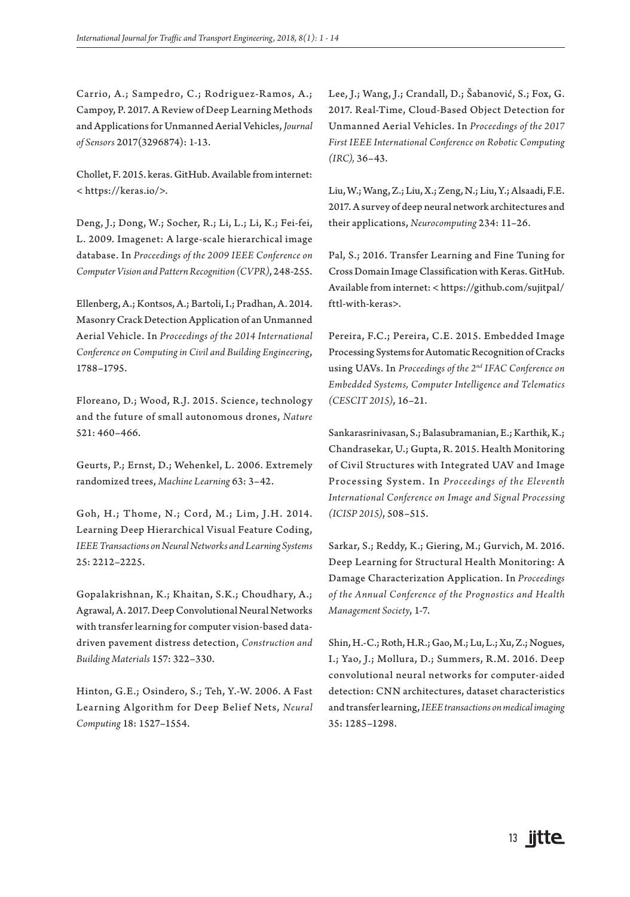Carrio, A.; Sampedro, C.; Rodriguez-Ramos, A.; Campoy, P. 2017. A Review of Deep Learning Methods and Applications for Unmanned Aerial Vehicles, *Journal of Sensors* 2017(3296874): 1-13.

Chollet, F. 2015. keras. GitHub. Available from internet: < https://keras.io/>.

Deng, J.; Dong, W.; Socher, R.; Li, L.; Li, K.; Fei-fei, L. 2009. Imagenet: A large-scale hierarchical image database. In *Proceedings of the 2009 IEEE Conference on Computer Vision and Pattern Recognition (CVPR)*, 248-255.

Ellenberg, A.; Kontsos, A.; Bartoli, I.; Pradhan, A. 2014. Masonry Crack Detection Application of an Unmanned Aerial Vehicle. In *Proceedings of the 2014 International Conference on Computing in Civil and Building Engineering*, 1788–1795.

Floreano, D.; Wood, R.J. 2015. Science, technology and the future of small autonomous drones, *Nature* 521: 460–466.

Geurts, P.; Ernst, D.; Wehenkel, L. 2006. Extremely randomized trees, *Machine Learning* 63: 3–42.

Goh, H.; Thome, N.; Cord, M.; Lim, J.H. 2014. Learning Deep Hierarchical Visual Feature Coding, *IEEE Transactions on Neural Networks and Learning Systems* 25: 2212–2225.

Gopalakrishnan, K.; Khaitan, S.K.; Choudhary, A.; Agrawal, A. 2017. Deep Convolutional Neural Networks with transfer learning for computer vision-based data-driven pavement distress detection, *Construction and Building Materials* 157: 322–330.

Hinton, G.E.; Osindero, S.; Teh, Y.-W. 2006. A Fast Learning Algorithm for Deep Belief Nets, *Neural Computing* 18: 1527–1554.

Lee, J.; Wang, J.; Crandall, D.; Šabanović, S.; Fox, G. 2017. Real-Time, Cloud-Based Object Detection for Unmanned Aerial Vehicles. In *Proceedings of the 2017 First IEEE International Conference on Robotic Computing (IRC),* 36–43.

Liu, W.; Wang, Z.; Liu, X.; Zeng, N.; Liu, Y.; Alsaadi, F.E. 2017. A survey of deep neural network architectures and their applications, *Neurocomputing* 234: 11–26.

Pal, S.; 2016. Transfer Learning and Fine Tuning for Cross Domain Image Classification with Keras. GitHub. Available from internet: < https://github.com/sujitpal/fttl-with-keras>.

Pereira, F.C.; Pereira, C.E. 2015. Embedded Image Processing Systems for Automatic Recognition of Cracks using UAVs. In *Proceedings of the 2nd IFAC Conference on Embedded Systems, Computer Intelligence and Telematics (CESCIT 2015)*, 16–21.

Sankarasrinivasan, S.; Balasubramanian, E.; Karthik, K.; Chandrasekar, U.; Gupta, R. 2015. Health Monitoring of Civil Structures with Integrated UAV and Image Processing System. In *Proceedings of the Eleventh International Conference on Image and Signal Processing (ICISP 2015)*, 508–515.

Sarkar, S.; Reddy, K.; Giering, M.; Gurvich, M. 2016. Deep Learning for Structural Health Monitoring: A Damage Characterization Application. In *Proceedings of the Annual Conference of the Prognostics and Health Management Society*, 1-7.

Shin, H.-C.; Roth, H.R.; Gao, M.; Lu, L.; Xu, Z.; Nogues, I.; Yao, J.; Mollura, D.; Summers, R.M. 2016. Deep convolutional neural networks for computer-aided detection: CNN architectures, dataset characteristics and transfer learning, *IEEE transactions on medical imaging* 35: 1285–1298.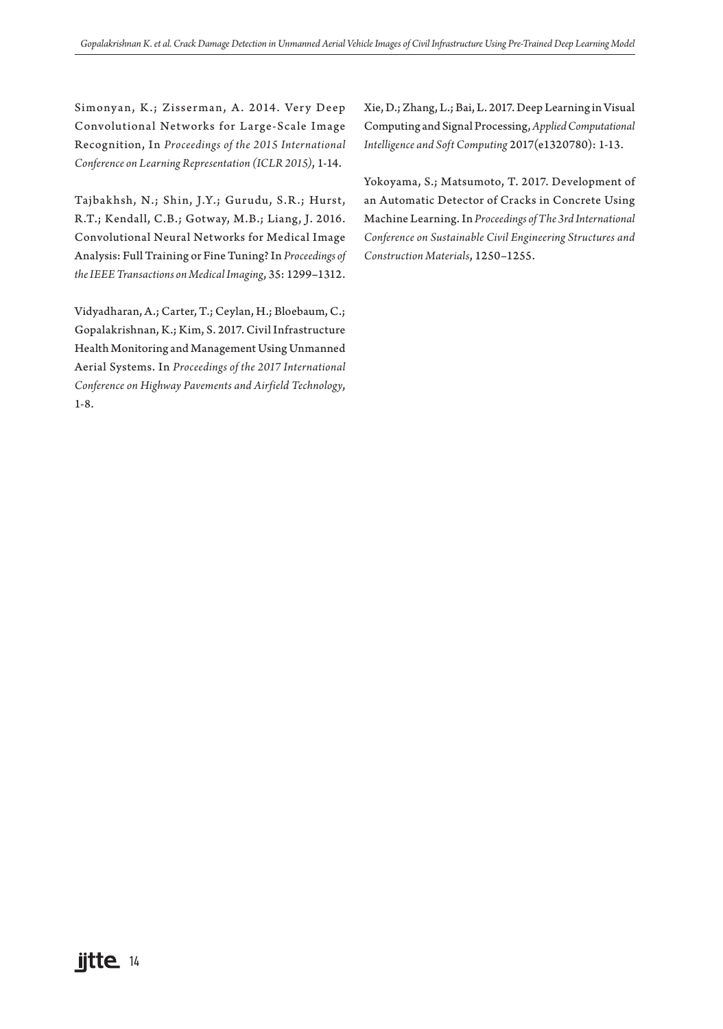Simonyan, K.; Zisserman, A. 2014. Very Deep Convolutional Networks for Large-Scale Image Recognition, In *Proceedings of the 2015 International Conference on Learning Representation (ICLR 2015)*, 1-14.

Tajbakhsh, N.; Shin, J.Y.; Gurudu, S.R.; Hurst, R.T.; Kendall, C.B.; Gotway, M.B.; Liang, J. 2016. Convolutional Neural Networks for Medical Image Analysis: Full Training or Fine Tuning? In *Proceedings of the IEEE Transactions on Medical Imaging*, 35: 1299–1312.

Vidyadharan, A.; Carter, T.; Ceylan, H.; Bloebaum, C.; Gopalakrishnan, K.; Kim, S. 2017. Civil Infrastructure Health Monitoring and Management Using Unmanned Aerial Systems. In *Proceedings of the 2017 International Conference on Highway Pavements and Airfield Technology*, 1-8.

Xie, D.; Zhang, L.; Bai, L. 2017. Deep Learning in Visual Computing and Signal Processing, *Applied Computational Intelligence and Soft Computing* 2017(e1320780): 1-13.

Yokoyama, S.; Matsumoto, T. 2017. Development of an Automatic Detector of Cracks in Concrete Using Machine Learning. In *Proceedings of The 3rd International Conference on Sustainable Civil Engineering Structures and Construction Materials*, 1250–1255.